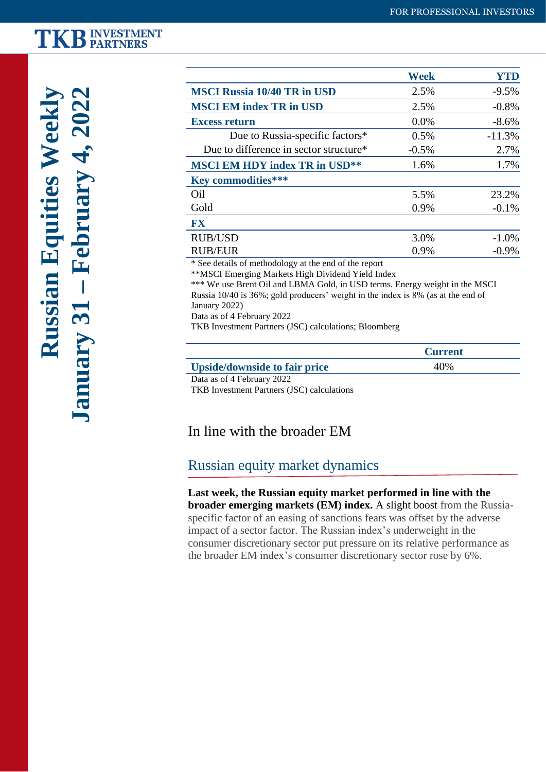# Russian Equities Weekly January 31 – February 4, 2022

| | Week | YTD |
|---|---|---|
| **MSCI Russia 10/40 TR in USD** | 2.5% | -9.5% |
| **MSCI EM index TR in USD** | 2.5% | -0.8% |
| **Excess return** | 0.0% | -8.6% |
| Due to Russia-specific factors* | 0.5% | -11.3% |
| Due to difference in sector structure* | -0.5% | 2.7% |
| **MSCI EM HDY index TR in USD**** | 1.6% | 1.7% |
| **Key commodities***** | | |
| Oil | 5.5% | 23.2% |
| Gold | 0.9% | -0.1% |
| **FX** | | |
| RUB/USD | 3.0% | -1.0% |
| RUB/EUR | 0.9% | -0.9% |

* See details of methodology at the end of the report
**MSCI Emerging Markets High Dividend Yield Index
*** We use Brent Oil and LBMA Gold, in USD terms. Energy weight in the MSCI Russia 10/40 is 36%; gold producers' weight in the index is 8% (as at the end of January 2022)
Data as of 4 February 2022
TKB Investment Partners (JSC) calculations; Bloomberg

| | Current |
|---|---|
| **Upside/downside to fair price** | 40% |

Data as of 4 February 2022
TKB Investment Partners (JSC) calculations

## In line with the broader EM

### Russian equity market dynamics

**Last week, the Russian equity market performed in line with the broader emerging markets (EM) index.** A slight boost from the Russia-specific factor of an easing of sanctions fears was offset by the adverse impact of a sector factor. The Russian index's underweight in the consumer discretionary sector put pressure on its relative performance as the broader EM index's consumer discretionary sector rose by 6%.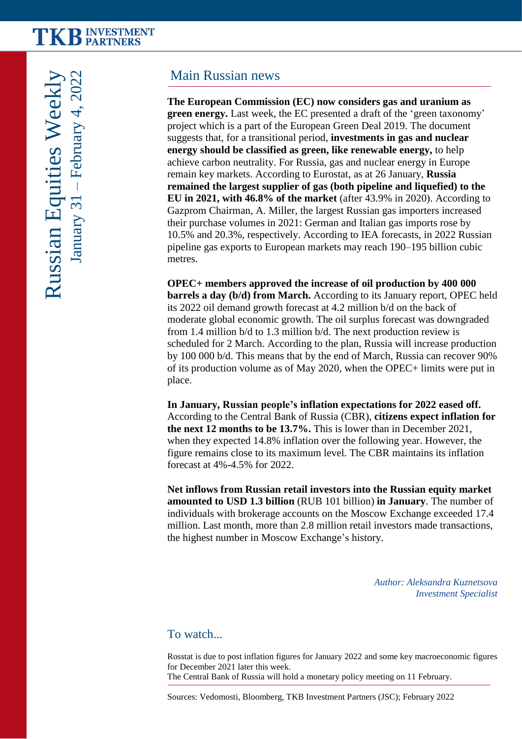## Main Russian news

**The European Commission (EC) now considers gas and uranium as green energy.** Last week, the EC presented a draft of the 'green taxonomy' project which is a part of the European Green Deal 2019. The document suggests that, for a transitional period, **investments in gas and nuclear energy should be classified as green, like renewable energy,** to help achieve carbon neutrality. For Russia, gas and nuclear energy in Europe remain key markets. According to Eurostat, as at 26 January, **Russia remained the largest supplier of gas (both pipeline and liquefied) to the EU in 2021, with 46.8% of the market** (after 43.9% in 2020). According to Gazprom Chairman, A. Miller, the largest Russian gas importers increased their purchase volumes in 2021: German and Italian gas imports rose by 10.5% and 20.3%, respectively. According to IEA forecasts, in 2022 Russian pipeline gas exports to European markets may reach 190–195 billion cubic metres.

**OPEC+ members approved the increase of oil production by 400 000 barrels a day (b/d) from March.** According to its January report, OPEC held its 2022 oil demand growth forecast at 4.2 million b/d on the back of moderate global economic growth. The oil surplus forecast was downgraded from 1.4 million b/d to 1.3 million b/d. The next production review is scheduled for 2 March. According to the plan, Russia will increase production by 100 000 b/d. This means that by the end of March, Russia can recover 90% of its production volume as of May 2020, when the OPEC+ limits were put in place.

**In January, Russian people's inflation expectations for 2022 eased off.** According to the Central Bank of Russia (CBR), **citizens expect inflation for the next 12 months to be 13.7%.** This is lower than in December 2021, when they expected 14.8% inflation over the following year. However, the figure remains close to its maximum level. The CBR maintains its inflation forecast at 4%-4.5% for 2022.

**Net inflows from Russian retail investors into the Russian equity market amounted to USD 1.3 billion** (RUB 101 billion) **in January**. The number of individuals with brokerage accounts on the Moscow Exchange exceeded 17.4 million. Last month, more than 2.8 million retail investors made transactions, the highest number in Moscow Exchange's history.

*Author: Aleksandra Kuznetsova*
*Investment Specialist*

## To watch...

Rosstat is due to post inflation figures for January 2022 and some key macroeconomic figures for December 2021 later this week.
The Central Bank of Russia will hold a monetary policy meeting on 11 February.

Sources: Vedomosti, Bloomberg, TKB Investment Partners (JSC); February 2022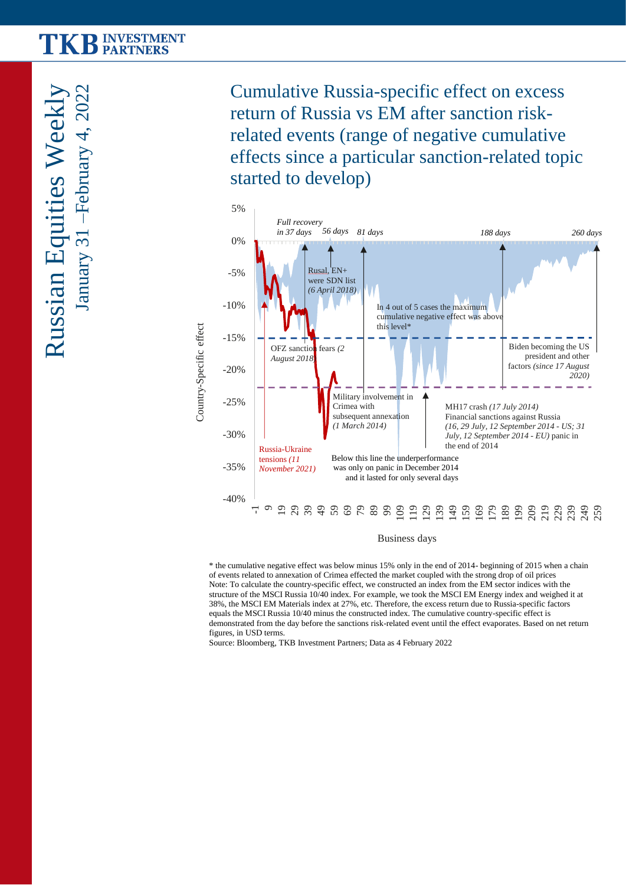## Cumulative Russia-specific effect on excess return of Russia vs EM after sanction risk-related events (range of negative cumulative effects since a particular sanction-related topic started to develop)

Country-Specific effect

5%
0%
-5%
-10%
-15%
-20%
-25%
-30%
-35%
-40%

*Full recovery in 37 days* — *56 days* — *81 days* — *188 days* — *260 days*

Rusal, EN+ were SDN list *(6 April 2018)*

In 4 out of 5 cases the maximum cumulative negative effect was above this level*

OFZ sanction fears *(2 August 2018)*

Biden becoming the US president and other factors *(since 17 August 2020)*

Military involvement in Crimea with subsequent annexation *(1 March 2014)*

MH17 crash *(17 July 2014)* Financial sanctions against Russia *(16, 29 July, 12 September 2014 - US; 31 July, 12 September 2014 - EU)* panic in the end of 2014

Russia-Ukraine tensions *(11 November 2021)*

Below this line the underperformance was only on panic in December 2014 and it lasted for only several days

-1 9 19 29 39 49 59 69 79 89 99 109 119 129 139 149 159 169 179 189 199 209 219 229 239 249 259

Business days

\* the cumulative negative effect was below minus 15% only in the end of 2014- beginning of 2015 when a chain of events related to annexation of Crimea effected the market coupled with the strong drop of oil prices

Note: To calculate the country-specific effect, we constructed an index from the EM sector indices with the structure of the MSCI Russia 10/40 index. For example, we took the MSCI EM Energy index and weighed it at 38%, the MSCI EM Materials index at 27%, etc. Therefore, the excess return due to Russia-specific factors equals the MSCI Russia 10/40 minus the constructed index. The cumulative country-specific effect is demonstrated from the day before the sanctions risk-related event until the effect evaporates. Based on net return figures, in USD terms.

Source: Bloomberg, TKB Investment Partners; Data as 4 February 2022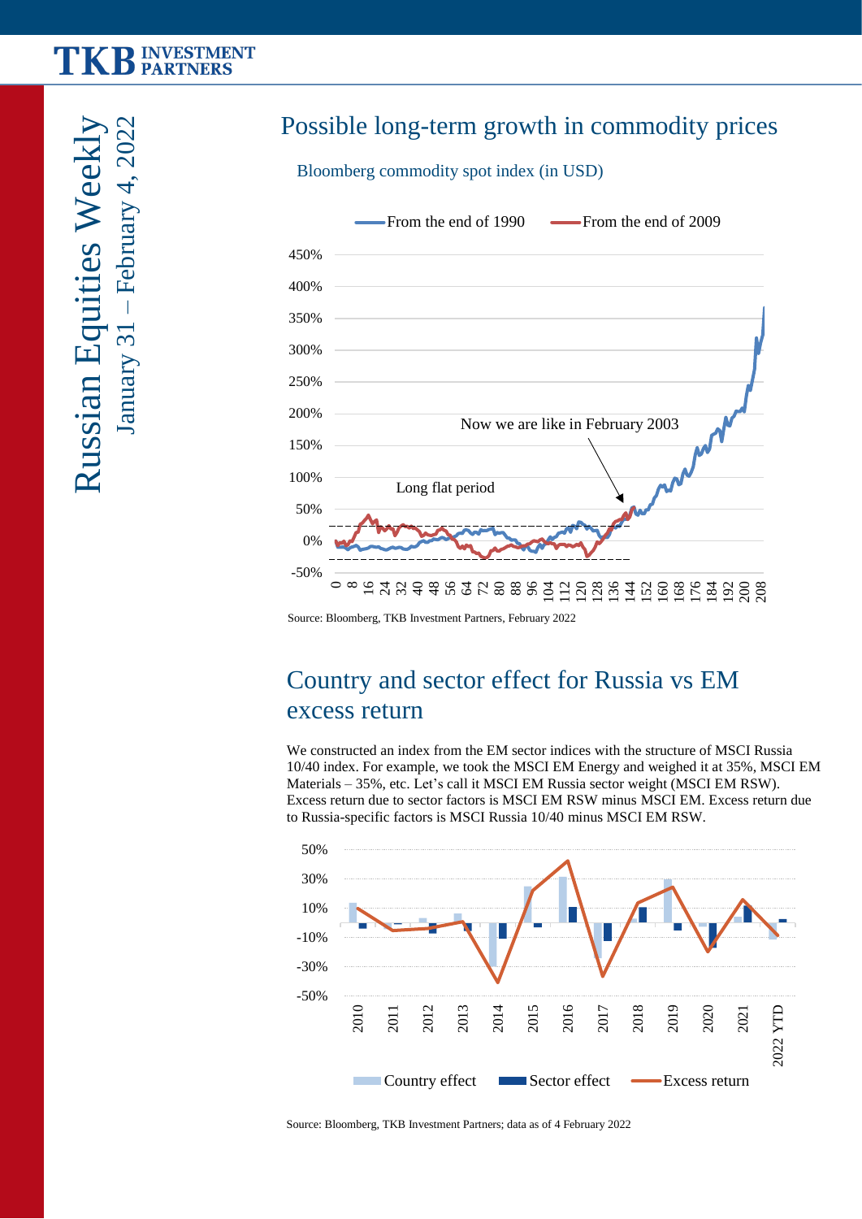## Possible long-term growth in commodity prices

Bloomberg commodity spot index (in USD)

Source: Bloomberg, TKB Investment Partners, February 2022

## Country and sector effect for Russia vs EM excess return

We constructed an index from the EM sector indices with the structure of MSCI Russia 10/40 index. For example, we took the MSCI EM Energy and weighed it at 35%, MSCI EM Materials – 35%, etc. Let's call it MSCI EM Russia sector weight (MSCI EM RSW). Excess return due to sector factors is MSCI EM RSW minus MSCI EM. Excess return due to Russia-specific factors is MSCI Russia 10/40 minus MSCI EM RSW.

Source: Bloomberg, TKB Investment Partners; data as of 4 February 2022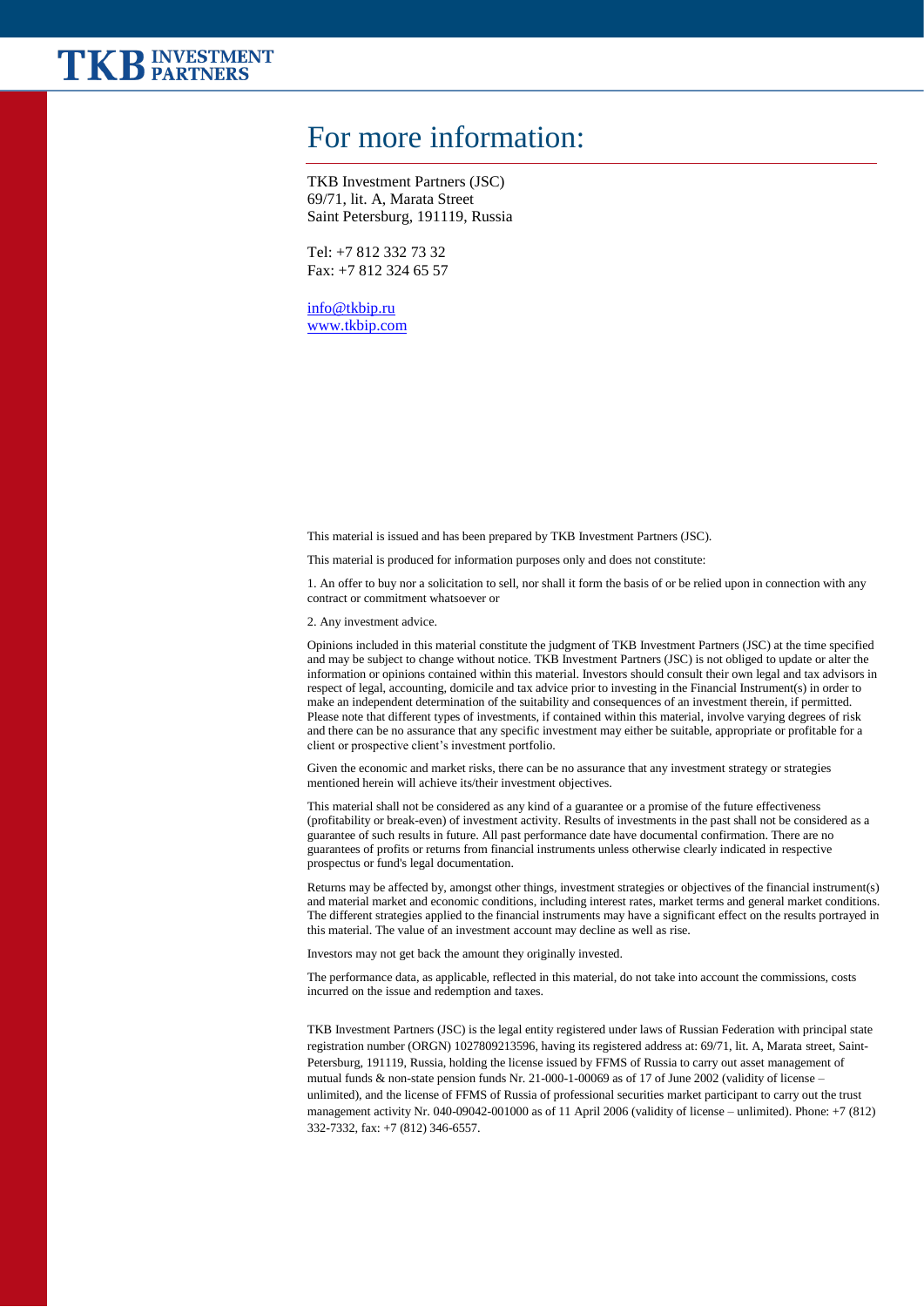# For more information:

TKB Investment Partners (JSC)
69/71, lit. A, Marata Street
Saint Petersburg, 191119, Russia

Tel: +7 812 332 73 32
Fax: +7 812 324 65 57

info@tkbip.ru
www.tkbip.com

This material is issued and has been prepared by TKB Investment Partners (JSC).

This material is produced for information purposes only and does not constitute:

1. An offer to buy nor a solicitation to sell, nor shall it form the basis of or be relied upon in connection with any contract or commitment whatsoever or

2. Any investment advice.

Opinions included in this material constitute the judgment of TKB Investment Partners (JSC) at the time specified and may be subject to change without notice. TKB Investment Partners (JSC) is not obliged to update or alter the information or opinions contained within this material. Investors should consult their own legal and tax advisors in respect of legal, accounting, domicile and tax advice prior to investing in the Financial Instrument(s) in order to make an independent determination of the suitability and consequences of an investment therein, if permitted. Please note that different types of investments, if contained within this material, involve varying degrees of risk and there can be no assurance that any specific investment may either be suitable, appropriate or profitable for a client or prospective client's investment portfolio.

Given the economic and market risks, there can be no assurance that any investment strategy or strategies mentioned herein will achieve its/their investment objectives.

This material shall not be considered as any kind of a guarantee or a promise of the future effectiveness (profitability or break-even) of investment activity. Results of investments in the past shall not be considered as a guarantee of such results in future. All past performance date have documental confirmation. There are no guarantees of profits or returns from financial instruments unless otherwise clearly indicated in respective prospectus or fund's legal documentation.

Returns may be affected by, amongst other things, investment strategies or objectives of the financial instrument(s) and material market and economic conditions, including interest rates, market terms and general market conditions. The different strategies applied to the financial instruments may have a significant effect on the results portrayed in this material. The value of an investment account may decline as well as rise.

Investors may not get back the amount they originally invested.

The performance data, as applicable, reflected in this material, do not take into account the commissions, costs incurred on the issue and redemption and taxes.

TKB Investment Partners (JSC) is the legal entity registered under laws of Russian Federation with principal state registration number (ORGN) 1027809213596, having its registered address at: 69/71, lit. A, Marata street, Saint-Petersburg, 191119, Russia, holding the license issued by FFMS of Russia to carry out asset management of mutual funds & non-state pension funds Nr. 21-000-1-00069 as of 17 of June 2002 (validity of license – unlimited), and the license of FFMS of Russia of professional securities market participant to carry out the trust management activity Nr. 040-09042-001000 as of 11 April 2006 (validity of license – unlimited). Phone: +7 (812) 332-7332, fax: +7 (812) 346-6557.